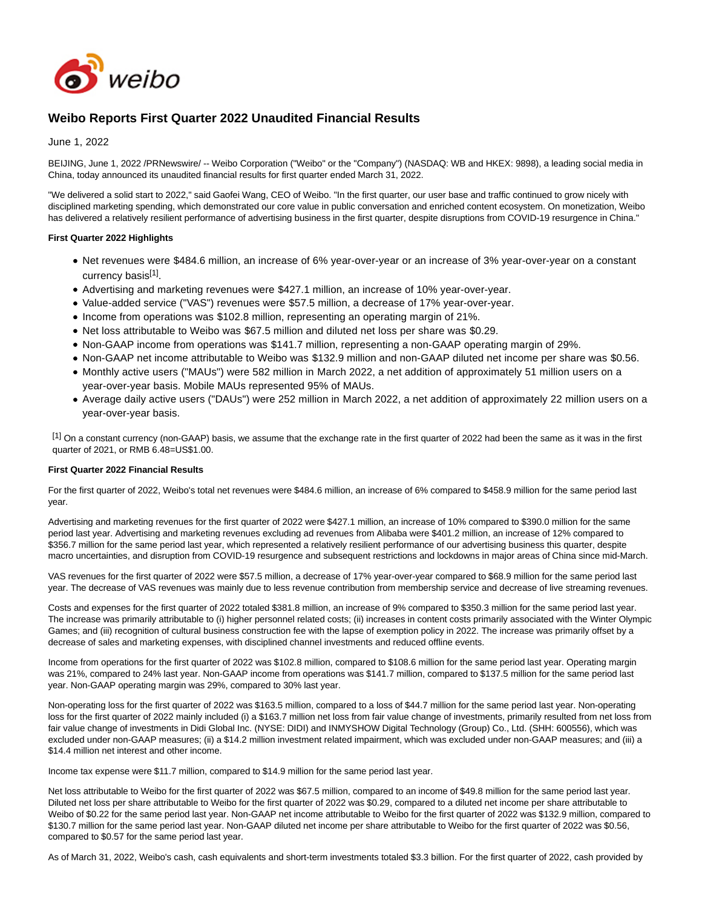# Weibo Reports First Quarter 2022 Unaudited Financial Results

June 1, 2022

BEIJING, June 1, 2022 /PRNewswire/ -- Weibo Corporation ("Weibo" or the "Company") (NASDAQ: WB and HKEX: 9898), a leading social media in China, today announced its unaudited financial results for first quarter ended March 31, 2022.

"We delivered a solid start to 2022," said Gaofei Wang, CEO of Weibo. "In the first quarter, our user base and traffic continued to grow nicely with disciplined marketing spending, which demonstrated our core value in public conversation and enriched content ecosystem. On monetization, Weibo has delivered a relatively resilient performance of advertising business in the first quarter, despite disruptions from COVID-19 resurgence in China."

**First Quarter 2022 Highlights**

- Net revenues were $484.6 million, an increase of 6% year-over-year or an increase of 3% year-over-year on a constant currency basis[1].
- Advertising and marketing revenues were $427.1 million, an increase of 10% year-over-year.
- Value-added service ("VAS") revenues were $57.5 million, a decrease of 17% year-over-year.
- Income from operations was $102.8 million, representing an operating margin of 21%.
- Net loss attributable to Weibo was $67.5 million and diluted net loss per share was $0.29.
- Non-GAAP income from operations was $141.7 million, representing a non-GAAP operating margin of 29%.
- Non-GAAP net income attributable to Weibo was $132.9 million and non-GAAP diluted net income per share was $0.56.
- Monthly active users ("MAUs") were 582 million in March 2022, a net addition of approximately 51 million users on a year-over-year basis. Mobile MAUs represented 95% of MAUs.
- Average daily active users ("DAUs") were 252 million in March 2022, a net addition of approximately 22 million users on a year-over-year basis.

[1] On a constant currency (non-GAAP) basis, we assume that the exchange rate in the first quarter of 2022 had been the same as it was in the first quarter of 2021, or RMB 6.48=US$1.00.

**First Quarter 2022 Financial Results**

For the first quarter of 2022, Weibo's total net revenues were $484.6 million, an increase of 6% compared to $458.9 million for the same period last year.

Advertising and marketing revenues for the first quarter of 2022 were $427.1 million, an increase of 10% compared to $390.0 million for the same period last year. Advertising and marketing revenues excluding ad revenues from Alibaba were $401.2 million, an increase of 12% compared to $356.7 million for the same period last year, which represented a relatively resilient performance of our advertising business this quarter, despite macro uncertainties, and disruption from COVID-19 resurgence and subsequent restrictions and lockdowns in major areas of China since mid-March.

VAS revenues for the first quarter of 2022 were $57.5 million, a decrease of 17% year-over-year compared to $68.9 million for the same period last year. The decrease of VAS revenues was mainly due to less revenue contribution from membership service and decrease of live streaming revenues.

Costs and expenses for the first quarter of 2022 totaled $381.8 million, an increase of 9% compared to $350.3 million for the same period last year. The increase was primarily attributable to (i) higher personnel related costs; (ii) increases in content costs primarily associated with the Winter Olympic Games; and (iii) recognition of cultural business construction fee with the lapse of exemption policy in 2022. The increase was primarily offset by a decrease of sales and marketing expenses, with disciplined channel investments and reduced offline events.

Income from operations for the first quarter of 2022 was $102.8 million, compared to $108.6 million for the same period last year. Operating margin was 21%, compared to 24% last year. Non-GAAP income from operations was $141.7 million, compared to $137.5 million for the same period last year. Non-GAAP operating margin was 29%, compared to 30% last year.

Non-operating loss for the first quarter of 2022 was $163.5 million, compared to a loss of $44.7 million for the same period last year. Non-operating loss for the first quarter of 2022 mainly included (i) a $163.7 million net loss from fair value change of investments, primarily resulted from net loss from fair value change of investments in Didi Global Inc. (NYSE: DIDI) and INMYSHOW Digital Technology (Group) Co., Ltd. (SHH: 600556), which was excluded under non-GAAP measures; (ii) a $14.2 million investment related impairment, which was excluded under non-GAAP measures; and (iii) a $14.4 million net interest and other income.

Income tax expense were $11.7 million, compared to $14.9 million for the same period last year.

Net loss attributable to Weibo for the first quarter of 2022 was $67.5 million, compared to an income of $49.8 million for the same period last year. Diluted net loss per share attributable to Weibo for the first quarter of 2022 was $0.29, compared to a diluted net income per share attributable to Weibo of $0.22 for the same period last year. Non-GAAP net income attributable to Weibo for the first quarter of 2022 was $132.9 million, compared to $130.7 million for the same period last year. Non-GAAP diluted net income per share attributable to Weibo for the first quarter of 2022 was $0.56, compared to $0.57 for the same period last year.

As of March 31, 2022, Weibo's cash, cash equivalents and short-term investments totaled $3.3 billion. For the first quarter of 2022, cash provided by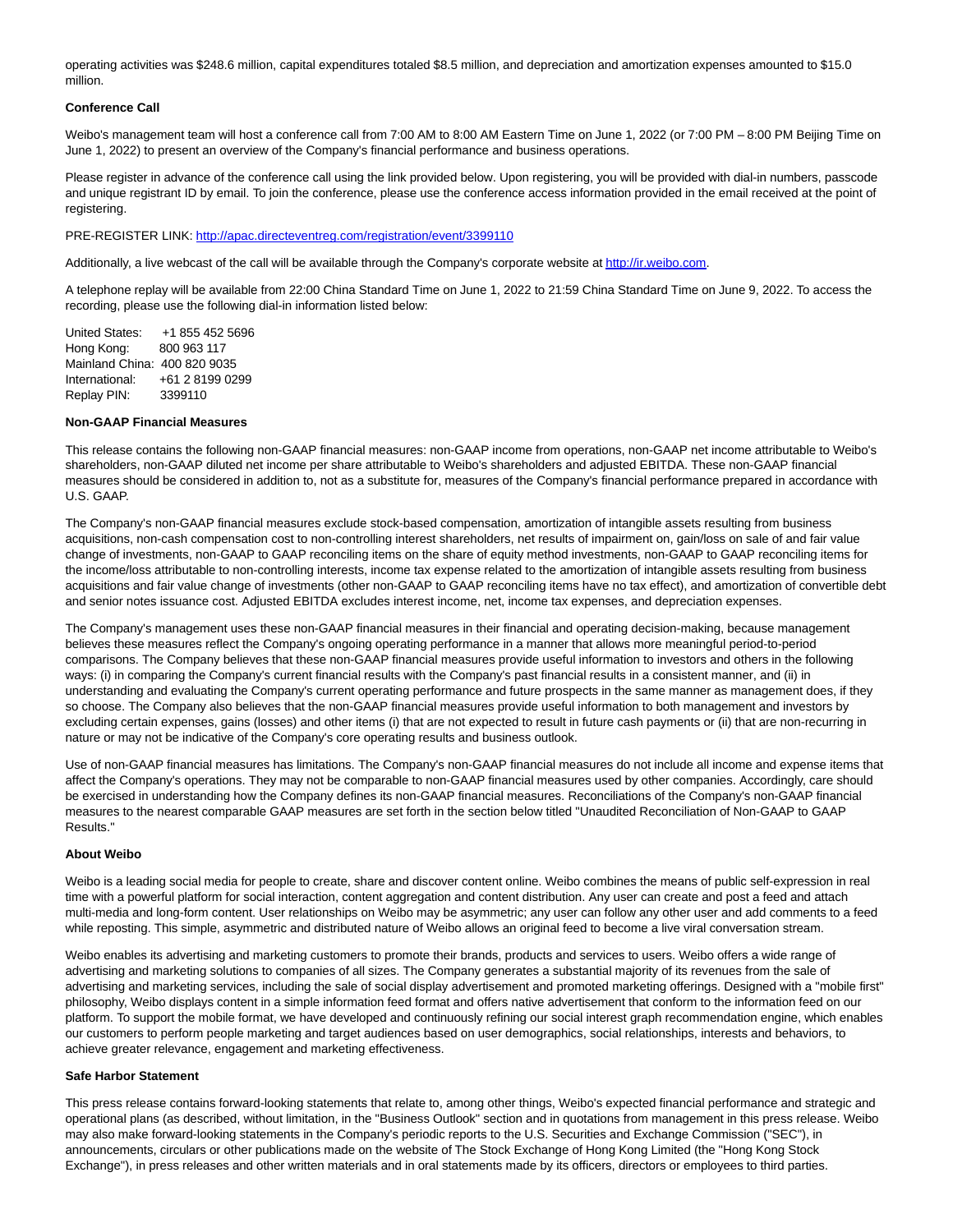operating activities was $248.6 million, capital expenditures totaled $8.5 million, and depreciation and amortization expenses amounted to $15.0 million.

**Conference Call**

Weibo's management team will host a conference call from 7:00 AM to 8:00 AM Eastern Time on June 1, 2022 (or 7:00 PM – 8:00 PM Beijing Time on June 1, 2022) to present an overview of the Company's financial performance and business operations.

Please register in advance of the conference call using the link provided below. Upon registering, you will be provided with dial-in numbers, passcode and unique registrant ID by email. To join the conference, please use the conference access information provided in the email received at the point of registering.

PRE-REGISTER LINK: http://apac.directeventreg.com/registration/event/3399110

Additionally, a live webcast of the call will be available through the Company's corporate website at http://ir.weibo.com.

A telephone replay will be available from 22:00 China Standard Time on June 1, 2022 to 21:59 China Standard Time on June 9, 2022. To access the recording, please use the following dial-in information listed below:

| | |
|---|---|
| United States: | +1 855 452 5696 |
| Hong Kong: | 800 963 117 |
| Mainland China: | 400 820 9035 |
| International: | +61 2 8199 0299 |
| Replay PIN: | 3399110 |

**Non-GAAP Financial Measures**

This release contains the following non-GAAP financial measures: non-GAAP income from operations, non-GAAP net income attributable to Weibo's shareholders, non-GAAP diluted net income per share attributable to Weibo's shareholders and adjusted EBITDA. These non-GAAP financial measures should be considered in addition to, not as a substitute for, measures of the Company's financial performance prepared in accordance with U.S. GAAP.

The Company's non-GAAP financial measures exclude stock-based compensation, amortization of intangible assets resulting from business acquisitions, non-cash compensation cost to non-controlling interest shareholders, net results of impairment on, gain/loss on sale of and fair value change of investments, non-GAAP to GAAP reconciling items on the share of equity method investments, non-GAAP to GAAP reconciling items for the income/loss attributable to non-controlling interests, income tax expense related to the amortization of intangible assets resulting from business acquisitions and fair value change of investments (other non-GAAP to GAAP reconciling items have no tax effect), and amortization of convertible debt and senior notes issuance cost. Adjusted EBITDA excludes interest income, net, income tax expenses, and depreciation expenses.

The Company's management uses these non-GAAP financial measures in their financial and operating decision-making, because management believes these measures reflect the Company's ongoing operating performance in a manner that allows more meaningful period-to-period comparisons. The Company believes that these non-GAAP financial measures provide useful information to investors and others in the following ways: (i) in comparing the Company's current financial results with the Company's past financial results in a consistent manner, and (ii) in understanding and evaluating the Company's current operating performance and future prospects in the same manner as management does, if they so choose. The Company also believes that the non-GAAP financial measures provide useful information to both management and investors by excluding certain expenses, gains (losses) and other items (i) that are not expected to result in future cash payments or (ii) that are non-recurring in nature or may not be indicative of the Company's core operating results and business outlook.

Use of non-GAAP financial measures has limitations. The Company's non-GAAP financial measures do not include all income and expense items that affect the Company's operations. They may not be comparable to non-GAAP financial measures used by other companies. Accordingly, care should be exercised in understanding how the Company defines its non-GAAP financial measures. Reconciliations of the Company's non-GAAP financial measures to the nearest comparable GAAP measures are set forth in the section below titled "Unaudited Reconciliation of Non-GAAP to GAAP Results."

**About Weibo**

Weibo is a leading social media for people to create, share and discover content online. Weibo combines the means of public self-expression in real time with a powerful platform for social interaction, content aggregation and content distribution. Any user can create and post a feed and attach multi-media and long-form content. User relationships on Weibo may be asymmetric; any user can follow any other user and add comments to a feed while reposting. This simple, asymmetric and distributed nature of Weibo allows an original feed to become a live viral conversation stream.

Weibo enables its advertising and marketing customers to promote their brands, products and services to users. Weibo offers a wide range of advertising and marketing solutions to companies of all sizes. The Company generates a substantial majority of its revenues from the sale of advertising and marketing services, including the sale of social display advertisement and promoted marketing offerings. Designed with a "mobile first" philosophy, Weibo displays content in a simple information feed format and offers native advertisement that conform to the information feed on our platform. To support the mobile format, we have developed and continuously refining our social interest graph recommendation engine, which enables our customers to perform people marketing and target audiences based on user demographics, social relationships, interests and behaviors, to achieve greater relevance, engagement and marketing effectiveness.

**Safe Harbor Statement**

This press release contains forward-looking statements that relate to, among other things, Weibo's expected financial performance and strategic and operational plans (as described, without limitation, in the "Business Outlook" section and in quotations from management in this press release. Weibo may also make forward-looking statements in the Company's periodic reports to the U.S. Securities and Exchange Commission ("SEC"), in announcements, circulars or other publications made on the website of The Stock Exchange of Hong Kong Limited (the "Hong Kong Stock Exchange"), in press releases and other written materials and in oral statements made by its officers, directors or employees to third parties.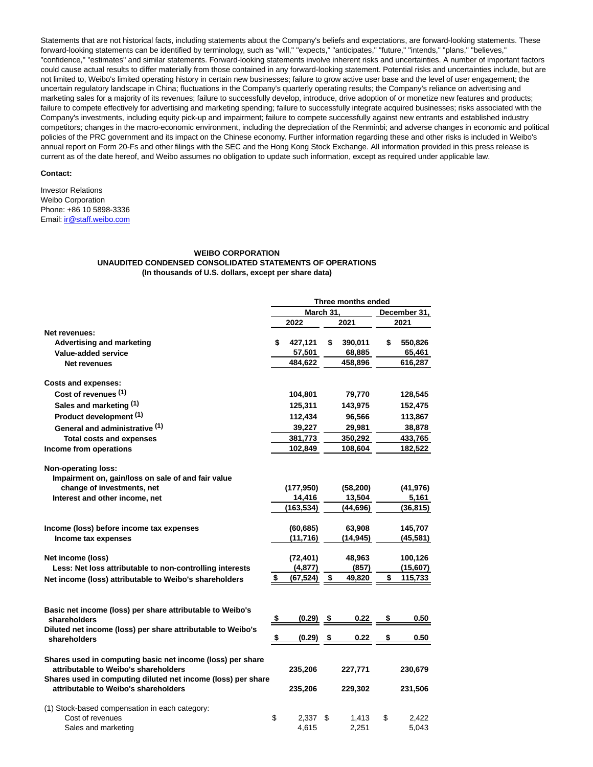Statements that are not historical facts, including statements about the Company's beliefs and expectations, are forward-looking statements. These forward-looking statements can be identified by terminology, such as "will," "expects," "anticipates," "future," "intends," "plans," "believes," "confidence," "estimates" and similar statements. Forward-looking statements involve inherent risks and uncertainties. A number of important factors could cause actual results to differ materially from those contained in any forward-looking statement. Potential risks and uncertainties include, but are not limited to, Weibo's limited operating history in certain new businesses; failure to grow active user base and the level of user engagement; the uncertain regulatory landscape in China; fluctuations in the Company's quarterly operating results; the Company's reliance on advertising and marketing sales for a majority of its revenues; failure to successfully develop, introduce, drive adoption of or monetize new features and products; failure to compete effectively for advertising and marketing spending; failure to successfully integrate acquired businesses; risks associated with the Company's investments, including equity pick-up and impairment; failure to compete successfully against new entrants and established industry competitors; changes in the macro-economic environment, including the depreciation of the Renminbi; and adverse changes in economic and political policies of the PRC government and its impact on the Chinese economy. Further information regarding these and other risks is included in Weibo's annual report on Form 20-Fs and other filings with the SEC and the Hong Kong Stock Exchange. All information provided in this press release is current as of the date hereof, and Weibo assumes no obligation to update such information, except as required under applicable law.

**Contact:**

Investor Relations
Weibo Corporation
Phone: +86 10 5898-3336
Email: ir@staff.weibo.com

**WEIBO CORPORATION**
**UNAUDITED CONDENSED CONSOLIDATED STATEMENTS OF OPERATIONS**
**(In thousands of U.S. dollars, except per share data)**

| | Three months ended | | |
|---|---|---|---|
| | March 31, | | December 31, |
| | 2022 | 2021 | 2021 |
| **Net revenues:** | | | |
| **Advertising and marketing** | $ 427,121 | $ 390,011 | $ 550,826 |
| **Value-added service** | 57,501 | 68,885 | 65,461 |
| **Net revenues** | 484,622 | 458,896 | 616,287 |
| **Costs and expenses:** | | | |
| **Cost of revenues (1)** | 104,801 | 79,770 | 128,545 |
| **Sales and marketing (1)** | 125,311 | 143,975 | 152,475 |
| **Product development (1)** | 112,434 | 96,566 | 113,867 |
| **General and administrative (1)** | 39,227 | 29,981 | 38,878 |
| **Total costs and expenses** | 381,773 | 350,292 | 433,765 |
| **Income from operations** | 102,849 | 108,604 | 182,522 |
| **Non-operating loss:** | | | |
| **Impairment on, gain/loss on sale of and fair value change of investments, net** | (177,950) | (58,200) | (41,976) |
| **Interest and other income, net** | 14,416 | 13,504 | 5,161 |
| | (163,534) | (44,696) | (36,815) |
| **Income (loss) before income tax expenses** | (60,685) | 63,908 | 145,707 |
| **Income tax expenses** | (11,716) | (14,945) | (45,581) |
| **Net income (loss)** | (72,401) | 48,963 | 100,126 |
| **Less: Net loss attributable to non-controlling interests** | (4,877) | (857) | (15,607) |
| **Net income (loss) attributable to Weibo's shareholders** | $ (67,524) | $ 49,820 | $ 115,733 |
| **Basic net income (loss) per share attributable to Weibo's shareholders** | $ (0.29) | $ 0.22 | $ 0.50 |
| **Diluted net income (loss) per share attributable to Weibo's shareholders** | $ (0.29) | $ 0.22 | $ 0.50 |
| **Shares used in computing basic net income (loss) per share attributable to Weibo's shareholders** | 235,206 | 227,771 | 230,679 |
| **Shares used in computing diluted net income (loss) per share attributable to Weibo's shareholders** | 235,206 | 229,302 | 231,506 |
| (1) Stock-based compensation in each category: | | | |
| Cost of revenues | $ 2,337 | $ 1,413 | $ 2,422 |
| Sales and marketing | 4,615 | 2,251 | 5,043 |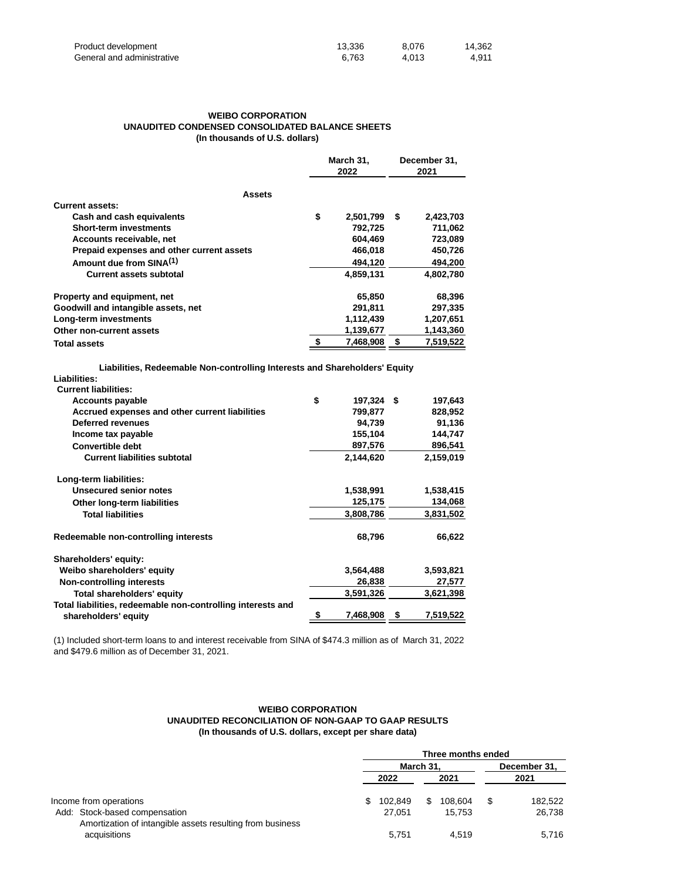| | | | |
|---|---|---|---|
| Product development | 13,336 | 8,076 | 14,362 |
| General and administrative | 6,763 | 4,013 | 4,911 |

**WEIBO CORPORATION**
**UNAUDITED CONDENSED CONSOLIDATED BALANCE SHEETS**
**(In thousands of U.S. dollars)**

| | March 31, 2022 | December 31, 2021 |
|---|---|---|
| **Assets** | | |
| **Current assets:** | | |
| Cash and cash equivalents | $ 2,501,799 | $ 2,423,703 |
| Short-term investments | 792,725 | 711,062 |
| Accounts receivable, net | 604,469 | 723,089 |
| Prepaid expenses and other current assets | 466,018 | 450,726 |
| Amount due from SINA[(1)] | 494,120 | 494,200 |
| Current assets subtotal | 4,859,131 | 4,802,780 |
| Property and equipment, net | 65,850 | 68,396 |
| Goodwill and intangible assets, net | 291,811 | 297,335 |
| Long-term investments | 1,112,439 | 1,207,651 |
| Other non-current assets | 1,139,677 | 1,143,360 |
| **Total assets** | $ 7,468,908 | $ 7,519,522 |
| **Liabilities, Redeemable Non-controlling Interests and Shareholders' Equity** | | |
| **Liabilities:** | | |
| **Current liabilities:** | | |
| Accounts payable | $ 197,324 | $ 197,643 |
| Accrued expenses and other current liabilities | 799,877 | 828,952 |
| Deferred revenues | 94,739 | 91,136 |
| Income tax payable | 155,104 | 144,747 |
| Convertible debt | 897,576 | 896,541 |
| Current liabilities subtotal | 2,144,620 | 2,159,019 |
| **Long-term liabilities:** | | |
| Unsecured senior notes | 1,538,991 | 1,538,415 |
| Other long-term liabilities | 125,175 | 134,068 |
| Total liabilities | 3,808,786 | 3,831,502 |
| Redeemable non-controlling interests | 68,796 | 66,622 |
| **Shareholders' equity:** | | |
| Weibo shareholders' equity | 3,564,488 | 3,593,821 |
| Non-controlling interests | 26,838 | 27,577 |
| Total shareholders' equity | 3,591,326 | 3,621,398 |
| Total liabilities, redeemable non-controlling interests and shareholders' equity | $ 7,468,908 | $ 7,519,522 |

(1) Included short-term loans to and interest receivable from SINA of $474.3 million as of March 31, 2022 and $479.6 million as of December 31, 2021.

**WEIBO CORPORATION**
**UNAUDITED RECONCILIATION OF NON-GAAP TO GAAP RESULTS**
**(In thousands of U.S. dollars, except per share data)**

| | Three months ended | | |
|---|---|---|---|
| | March 31, | | December 31, |
| | 2022 | 2021 | 2021 |
| Income from operations | $ 102,849 | $ 108,604 | $ 182,522 |
| Add: Stock-based compensation | 27,051 | 15,753 | 26,738 |
| Amortization of intangible assets resulting from business acquisitions | 5,751 | 4,519 | 5,716 |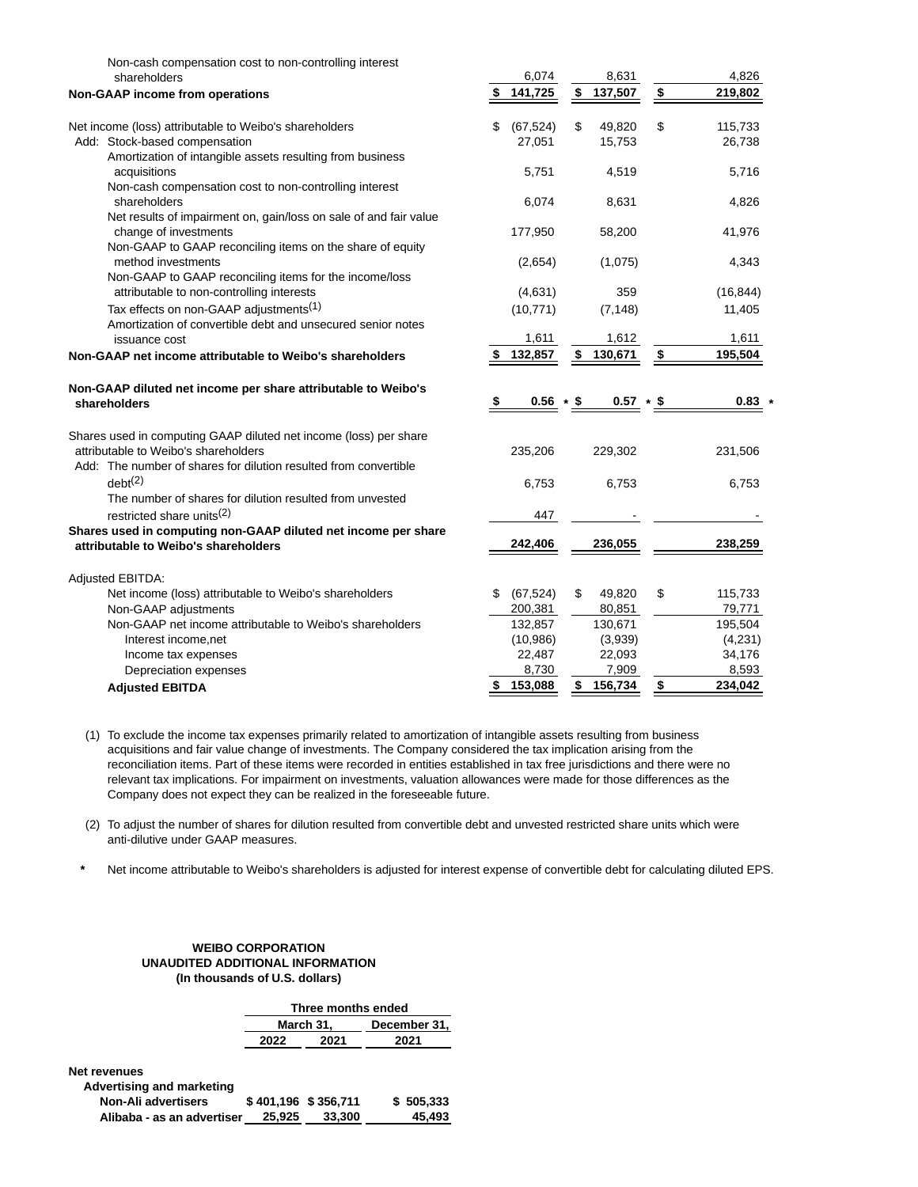| | | | |
|---|---|---|---|
| Non-cash compensation cost to non-controlling interest shareholders | 6,074 | 8,631 | 4,826 |
| **Non-GAAP income from operations** | **$ 141,725** | **$ 137,507** | **$ 219,802** |
| | | | |
| Net income (loss) attributable to Weibo's shareholders | $ (67,524) | $ 49,820 | $ 115,733 |
| Add: Stock-based compensation | 27,051 | 15,753 | 26,738 |
| Amortization of intangible assets resulting from business acquisitions | 5,751 | 4,519 | 5,716 |
| Non-cash compensation cost to non-controlling interest shareholders | 6,074 | 8,631 | 4,826 |
| Net results of impairment on, gain/loss on sale of and fair value change of investments | 177,950 | 58,200 | 41,976 |
| Non-GAAP to GAAP reconciling items on the share of equity method investments | (2,654) | (1,075) | 4,343 |
| Non-GAAP to GAAP reconciling items for the income/loss attributable to non-controlling interests | (4,631) | 359 | (16,844) |
| Tax effects on non-GAAP adjustments(1) | (10,771) | (7,148) | 11,405 |
| Amortization of convertible debt and unsecured senior notes issuance cost | 1,611 | 1,612 | 1,611 |
| **Non-GAAP net income attributable to Weibo's shareholders** | **$ 132,857** | **$ 130,671** | **$ 195,504** |
| | | | |
| **Non-GAAP diluted net income per share attributable to Weibo's shareholders** | **$ 0.56 \*** | **$ 0.57 \*** | **$ 0.83 \*** |
| | | | |
| Shares used in computing GAAP diluted net income (loss) per share attributable to Weibo's shareholders | 235,206 | 229,302 | 231,506 |
| Add: The number of shares for dilution resulted from convertible debt(2) | 6,753 | 6,753 | 6,753 |
| The number of shares for dilution resulted from unvested restricted share units(2) | 447 | - | - |
| **Shares used in computing non-GAAP diluted net income per share attributable to Weibo's shareholders** | **242,406** | **236,055** | **238,259** |
| | | | |
| Adjusted EBITDA: | | | |
| Net income (loss) attributable to Weibo's shareholders | $ (67,524) | $ 49,820 | $ 115,733 |
| Non-GAAP adjustments | 200,381 | 80,851 | 79,771 |
| Non-GAAP net income attributable to Weibo's shareholders | 132,857 | 130,671 | 195,504 |
| Interest income,net | (10,986) | (3,939) | (4,231) |
| Income tax expenses | 22,487 | 22,093 | 34,176 |
| Depreciation expenses | 8,730 | 7,909 | 8,593 |
| **Adjusted EBITDA** | **$ 153,088** | **$ 156,734** | **$ 234,042** |

(1) To exclude the income tax expenses primarily related to amortization of intangible assets resulting from business acquisitions and fair value change of investments. The Company considered the tax implication arising from the reconciliation items. Part of these items were recorded in entities established in tax free jurisdictions and there were no relevant tax implications. For impairment on investments, valuation allowances were made for those differences as the Company does not expect they can be realized in the foreseeable future.

(2) To adjust the number of shares for dilution resulted from convertible debt and unvested restricted share units which were anti-dilutive under GAAP measures.

\* Net income attributable to Weibo's shareholders is adjusted for interest expense of convertible debt for calculating diluted EPS.

**WEIBO CORPORATION**
**UNAUDITED ADDITIONAL INFORMATION**
**(In thousands of U.S. dollars)**

| | Three months ended | | |
|---|---|---|---|
| | March 31, | | December 31, |
| | 2022 | 2021 | 2021 |
| **Net revenues** | | | |
| **Advertising and marketing** | | | |
| **Non-Ali advertisers** | **$ 401,196** | **$ 356,711** | **$ 505,333** |
| **Alibaba - as an advertiser** | **25,925** | **33,300** | **45,493** |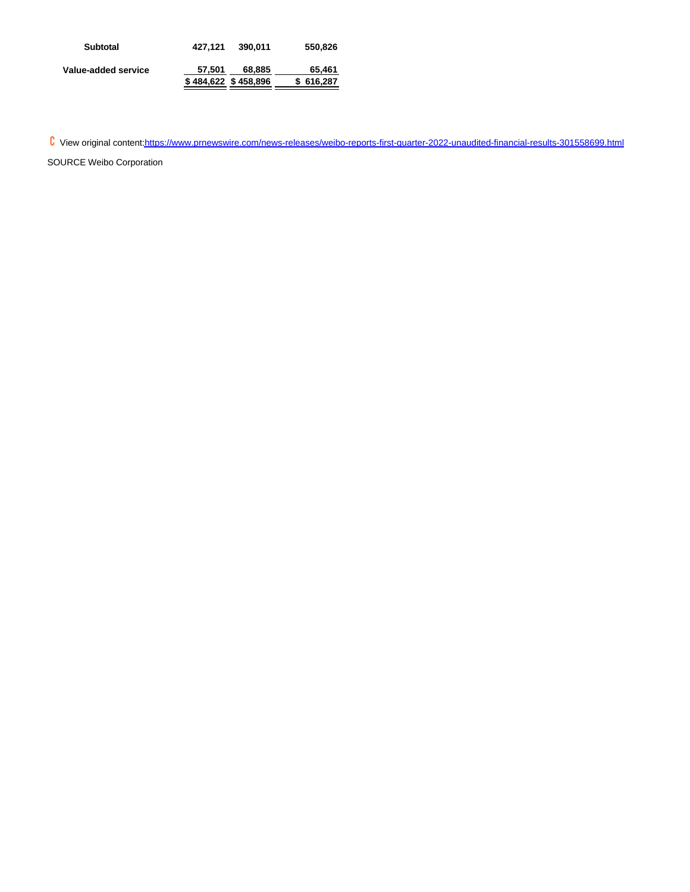| | | | |
|---|---|---|---|
| **Subtotal** | **427,121** | **390,011** | **550,826** |
| **Value-added service** | **57,501** | **68,885** | **65,461** |
| | **$ 484,622** | **$ 458,896** | **$ 616,287** |

View original content:https://www.prnewswire.com/news-releases/weibo-reports-first-quarter-2022-unaudited-financial-results-301558699.html

SOURCE Weibo Corporation